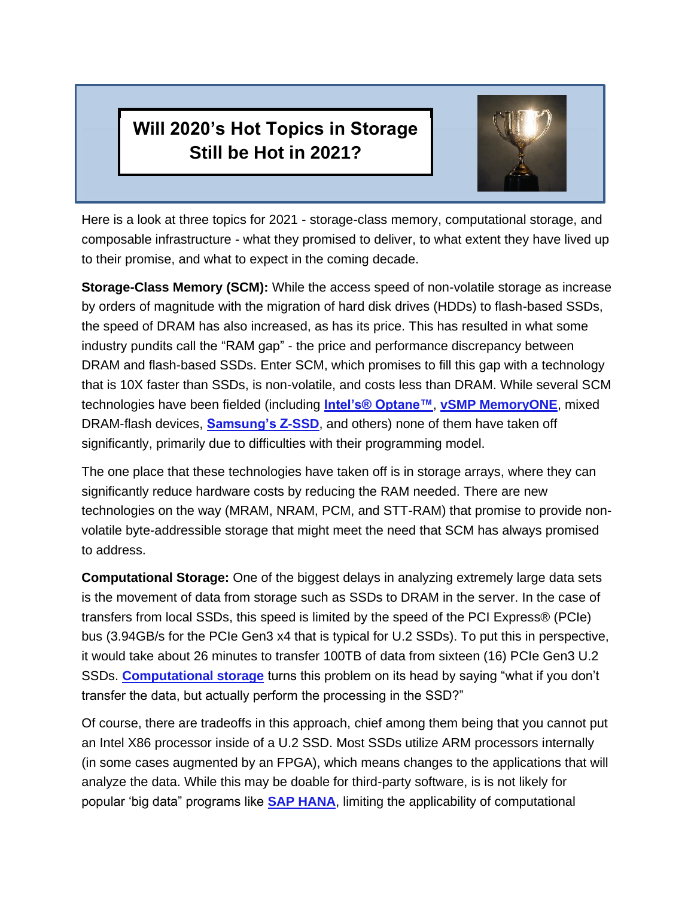# Will 2020's Hot Topics in Storage Still be Hot in 2021?

Here is a look at three topics for 2021 - storage-class memory, computational storage, and composable infrastructure - what they promised to deliver, to what extent they have lived up to their promise, and what to expect in the coming decade.

**Storage-Class Memory (SCM):** While the access speed of non-volatile storage as increase by orders of magnitude with the migration of hard disk drives (HDDs) to flash-based SSDs, the speed of DRAM has also increased, as has its price. This has resulted in what some industry pundits call the "RAM gap" - the price and performance discrepancy between DRAM and flash-based SSDs. Enter SCM, which promises to fill this gap with a technology that is 10X faster than SSDs, is non-volatile, and costs less than DRAM. While several SCM technologies have been fielded (including **Intel's® Optane™**, **vSMP MemoryONE**, mixed DRAM-flash devices, **Samsung's Z-SSD**, and others) none of them have taken off significantly, primarily due to difficulties with their programming model.

The one place that these technologies have taken off is in storage arrays, where they can significantly reduce hardware costs by reducing the RAM needed. There are new technologies on the way (MRAM, NRAM, PCM, and STT-RAM) that promise to provide non-volatile byte-addressible storage that might meet the need that SCM has always promised to address.

**Computational Storage:** One of the biggest delays in analyzing extremely large data sets is the movement of data from storage such as SSDs to DRAM in the server. In the case of transfers from local SSDs, this speed is limited by the speed of the PCI Express® (PCIe) bus (3.94GB/s for the PCIe Gen3 x4 that is typical for U.2 SSDs). To put this in perspective, it would take about 26 minutes to transfer 100TB of data from sixteen (16) PCIe Gen3 U.2 SSDs. **Computational storage** turns this problem on its head by saying "what if you don't transfer the data, but actually perform the processing in the SSD?"

Of course, there are tradeoffs in this approach, chief among them being that you cannot put an Intel X86 processor inside of a U.2 SSD. Most SSDs utilize ARM processors internally (in some cases augmented by an FPGA), which means changes to the applications that will analyze the data. While this may be doable for third-party software, is is not likely for popular 'big data" programs like **SAP HANA**, limiting the applicability of computational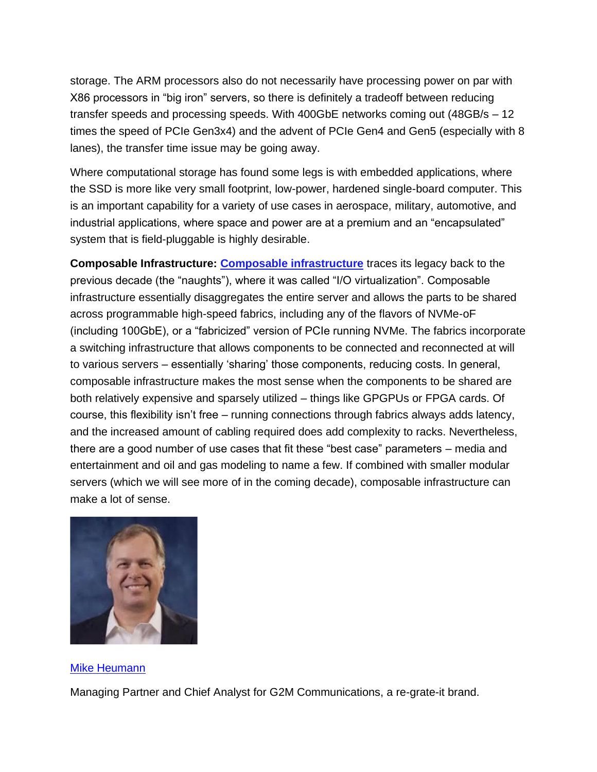storage. The ARM processors also do not necessarily have processing power on par with X86 processors in “big iron” servers, so there is definitely a tradeoff between reducing transfer speeds and processing speeds. With 400GbE networks coming out (48GB/s – 12 times the speed of PCIe Gen3x4) and the advent of PCIe Gen4 and Gen5 (especially with 8 lanes), the transfer time issue may be going away.

Where computational storage has found some legs is with embedded applications, where the SSD is more like very small footprint, low-power, hardened single-board computer. This is an important capability for a variety of use cases in aerospace, military, automotive, and industrial applications, where space and power are at a premium and an “encapsulated” system that is field-pluggable is highly desirable.

**Composable Infrastructure:** **Composable infrastructure** traces its legacy back to the previous decade (the “naughts”), where it was called “I/O virtualization”. Composable infrastructure essentially disaggregates the entire server and allows the parts to be shared across programmable high-speed fabrics, including any of the flavors of NVMe-oF (including 100GbE), or a “fabricized” version of PCIe running NVMe. The fabrics incorporate a switching infrastructure that allows components to be connected and reconnected at will to various servers – essentially ‘sharing’ those components, reducing costs. In general, composable infrastructure makes the most sense when the components to be shared are both relatively expensive and sparsely utilized – things like GPGPUs or FPGA cards. Of course, this flexibility isn’t free – running connections through fabrics always adds latency, and the increased amount of cabling required does add complexity to racks. Nevertheless, there are a good number of use cases that fit these “best case” parameters – media and entertainment and oil and gas modeling to name a few. If combined with smaller modular servers (which we will see more of in the coming decade), composable infrastructure can make a lot of sense.

Mike Heumann

Managing Partner and Chief Analyst for G2M Communications, a re-grate-it brand.